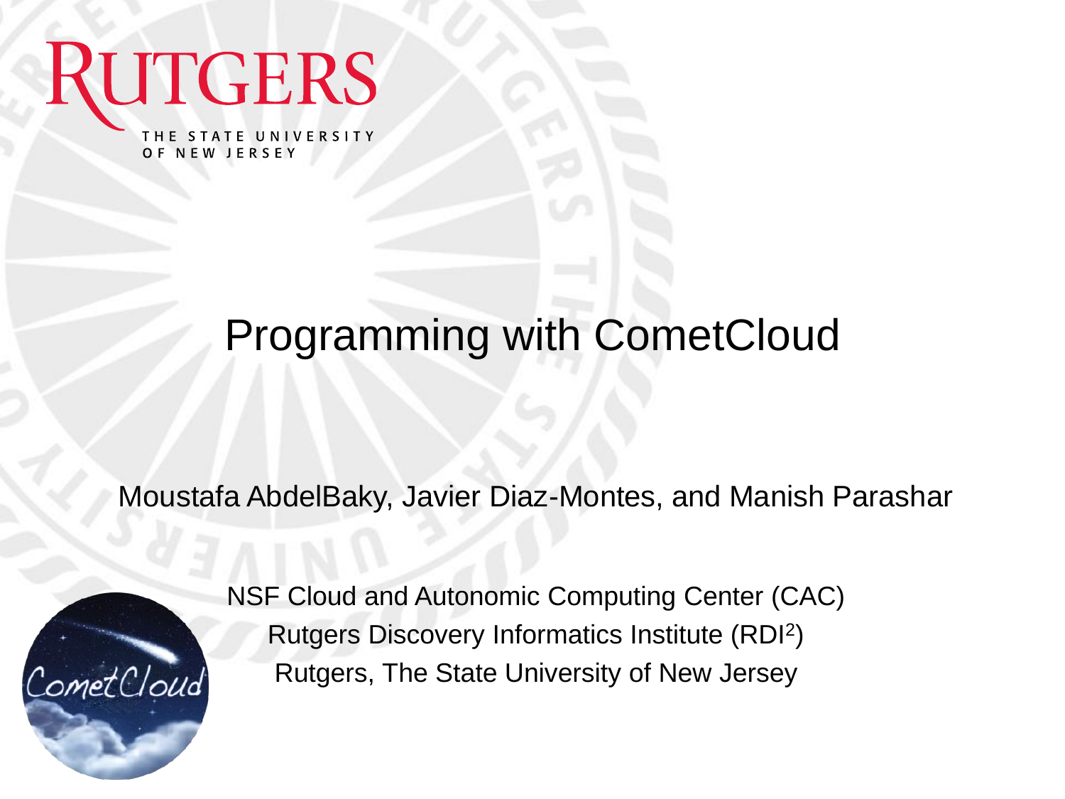RUTGERS

THE STATE UNIVERSITY OF NEW JERSEY

# Programming with CometCloud

Moustafa AbdelBaky, Javier Diaz-Montes, and Manish Parashar

NSF Cloud and Autonomic Computing Center (CAC)

Rutgers Discovery Informatics Institute ($RDI^2$)

Rutgers, The State University of New Jersey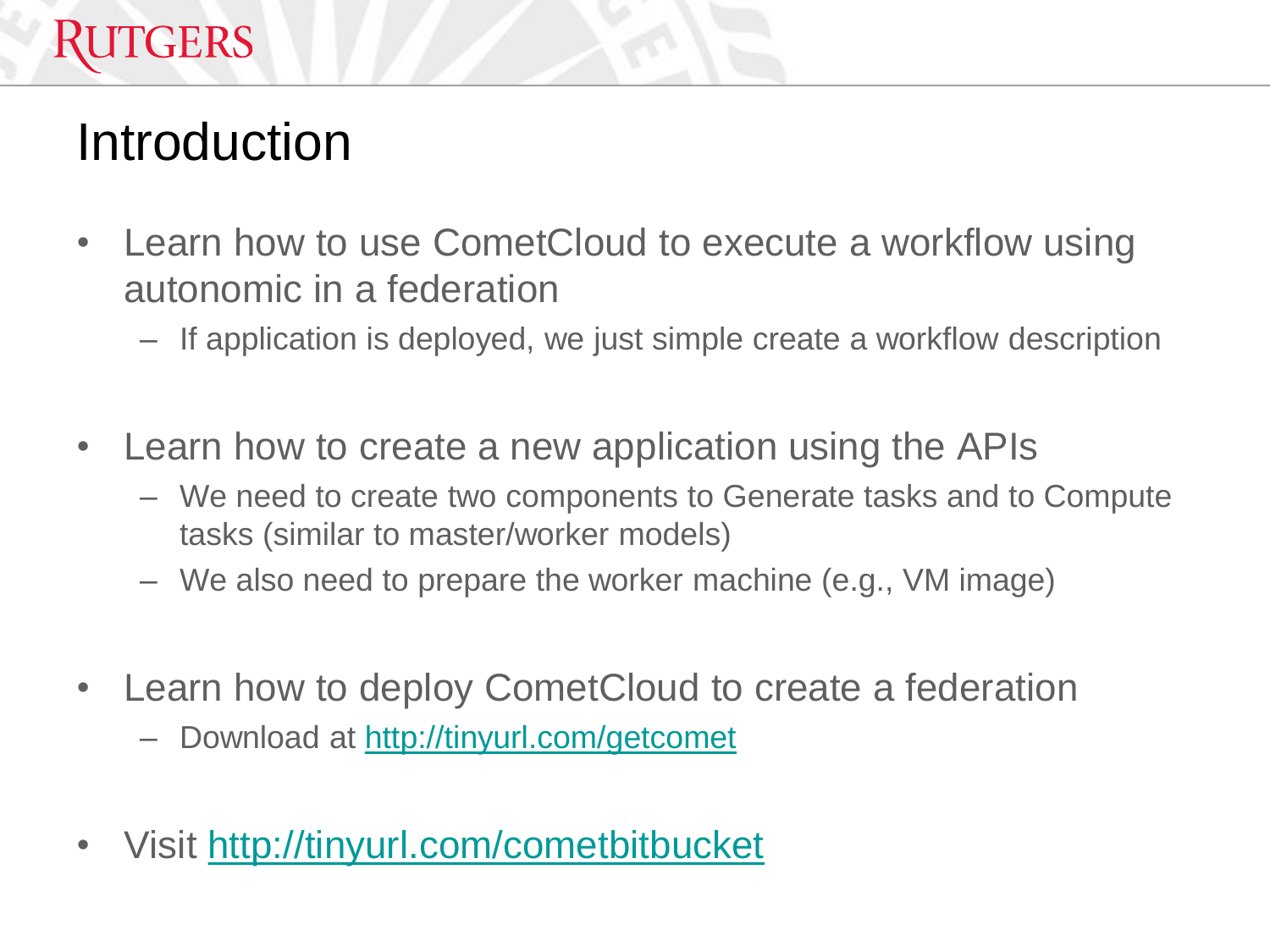# Introduction

- Learn how to use CometCloud to execute a workflow using autonomic in a federation
  - If application is deployed, we just simple create a workflow description
- Learn how to create a new application using the APIs
  - We need to create two components to Generate tasks and to Compute tasks (similar to master/worker models)
  - We also need to prepare the worker machine (e.g., VM image)
- Learn how to deploy CometCloud to create a federation
  - Download at http://tinyurl.com/getcomet
- Visit http://tinyurl.com/cometbitbucket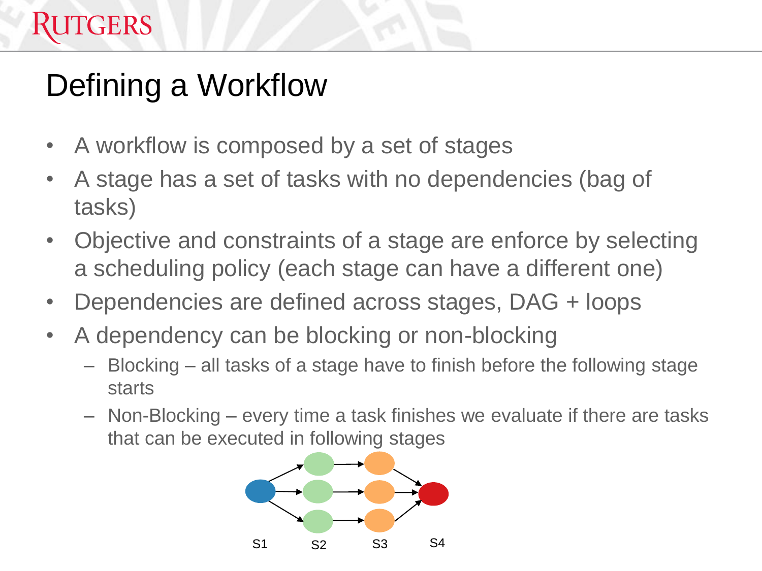# Defining a Workflow

- A workflow is composed by a set of stages
- A stage has a set of tasks with no dependencies (bag of tasks)
- Objective and constraints of a stage are enforce by selecting a scheduling policy (each stage can have a different one)
- Dependencies are defined across stages, DAG + loops
- A dependency can be blocking or non-blocking
  - Blocking – all tasks of a stage have to finish before the following stage starts
  - Non-Blocking – every time a task finishes we evaluate if there are tasks that can be executed in following stages

S1 S2 S3 S4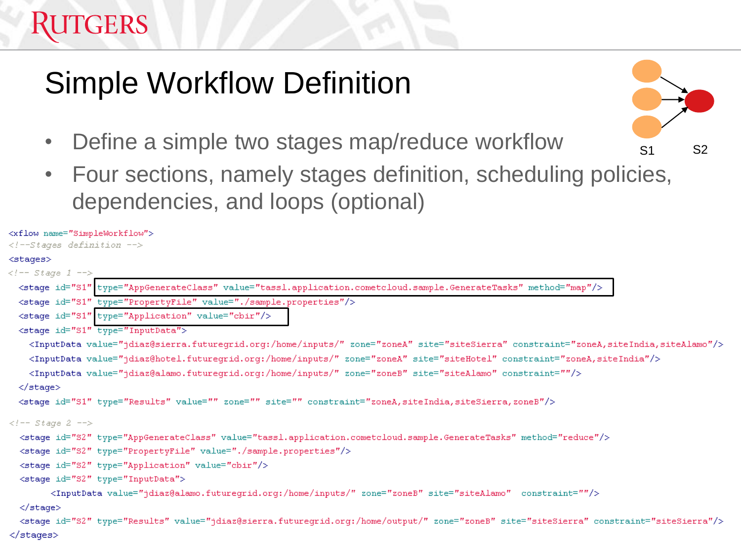# Simple Workflow Definition

- Define a simple two stages map/reduce workflow
- Four sections, namely stages definition, scheduling policies, dependencies, and loops (optional)

S1 S2

```
<xflow name="SimpleWorkflow">
<!--Stages definition -->
<stages>
<!-- Stage 1 -->
  <stage id="S1" type="AppGenerateClass" value="tassl.application.cometcloud.sample.GenerateTasks" method="map"/>
  <stage id="S1" type="PropertyFile" value="./sample.properties"/>
  <stage id="S1" type="Application" value="cbir"/>
  <stage id="S1" type="InputData">
    <InputData value="jdiaz@sierra.futuregrid.org:/home/inputs/" zone="zoneA" site="siteSierra" constraint="zoneA,siteIndia,siteAlamo"/>
    <InputData value="jdiaz@hotel.futuregrid.org:/home/inputs/" zone="zoneA" site="siteHotel" constraint="zoneA,siteIndia"/>
    <InputData value="jdiaz@alamo.futuregrid.org:/home/inputs/" zone="zoneB" site="siteAlamo" constraint=""/>
  </stage>
  <stage id="S1" type="Results" value="" zone="" site="" constraint="zoneA,siteIndia,siteSierra,zoneB"/>

<!-- Stage 2 -->
  <stage id="S2" type="AppGenerateClass" value="tassl.application.cometcloud.sample.GenerateTasks" method="reduce"/>
  <stage id="S2" type="PropertyFile" value="./sample.properties"/>
  <stage id="S2" type="Application" value="cbir"/>
  <stage id="S2" type="InputData">
        <InputData value="jdiaz@alamo.futuregrid.org:/home/inputs/" zone="zoneB" site="siteAlamo"  constraint=""/>
  </stage>
  <stage id="S2" type="Results" value="jdiaz@sierra.futuregrid.org:/home/output/" zone="zoneB" site="siteSierra" constraint="siteSierra"/>
</stages>
```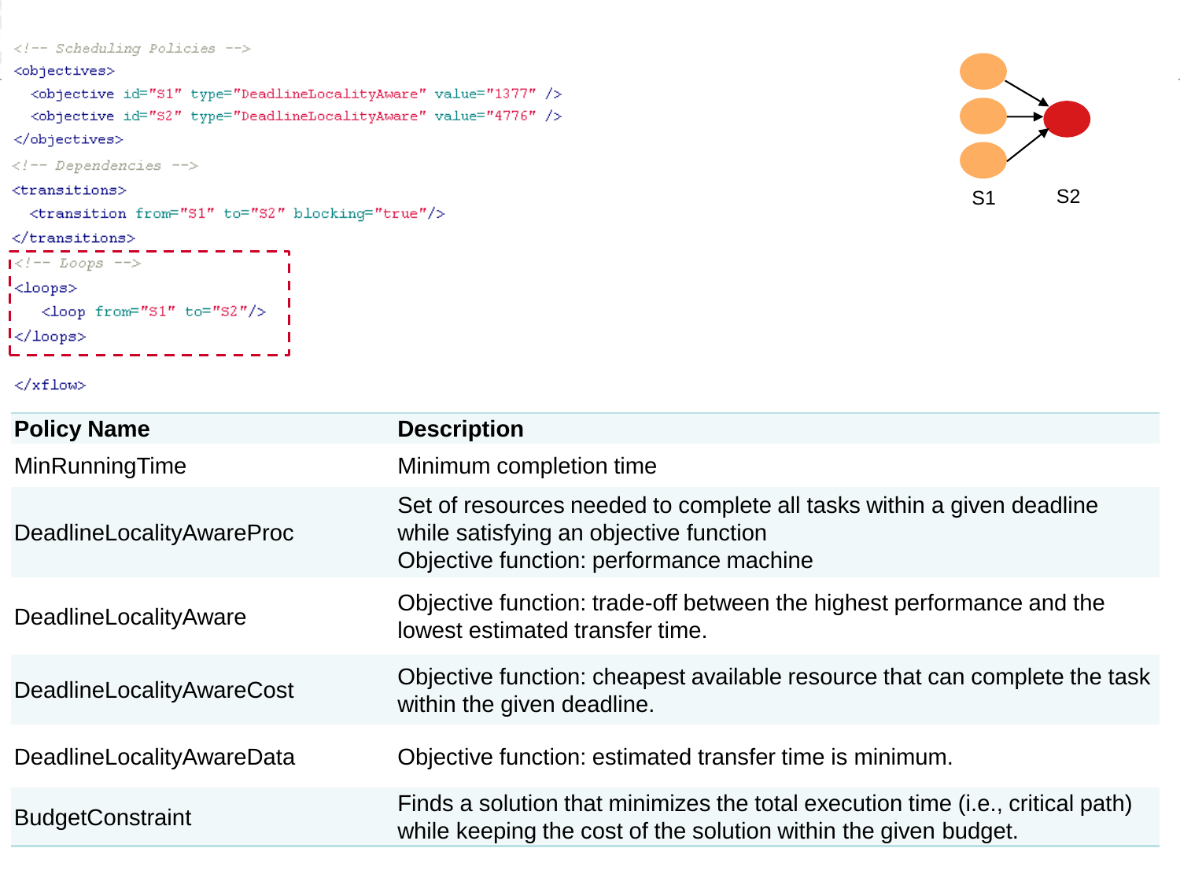```xml
<!-- Scheduling Policies -->
<objectives>
  <objective id="S1" type="DeadlineLocalityAware" value="1377" />
  <objective id="S2" type="DeadlineLocalityAware" value="4776" />
</objectives>
<!-- Dependencies -->
<transitions>
  <transition from="S1" to="S2" blocking="true"/>
</transitions>
<!-- Loops -->
<loops>
   <loop from="S1" to="S2"/>
</loops>

</xflow>
```

S1 S2

| Policy Name | Description |
| --- | --- |
| MinRunningTime | Minimum completion time |
| DeadlineLocalityAwareProc | Set of resources needed to complete all tasks within a given deadline while satisfying an objective function<br>Objective function: performance machine |
| DeadlineLocalityAware | Objective function: trade-off between the highest performance and the lowest estimated transfer time. |
| DeadlineLocalityAwareCost | Objective function: cheapest available resource that can complete the task within the given deadline. |
| DeadlineLocalityAwareData | Objective function: estimated transfer time is minimum. |
| BudgetConstraint | Finds a solution that minimizes the total execution time (i.e., critical path) while keeping the cost of the solution within the given budget. |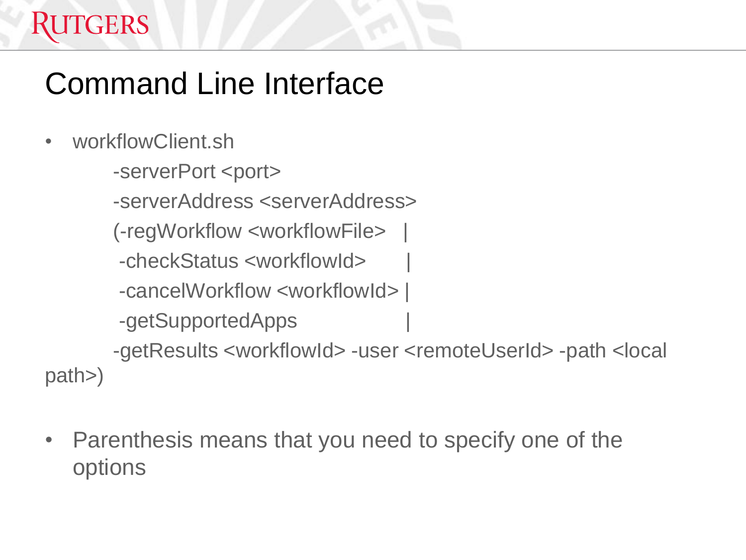# Command Line Interface

- workflowClient.sh

```
        -serverPort <port>
        -serverAddress <serverAddress>
        (-regWorkflow <workflowFile>   |
         -checkStatus <workflowId>     |
         -cancelWorkflow <workflowId> |
         -getSupportedApps             |
        -getResults <workflowId> -user <remoteUserId> -path <local path>)
```

- Parenthesis means that you need to specify one of the options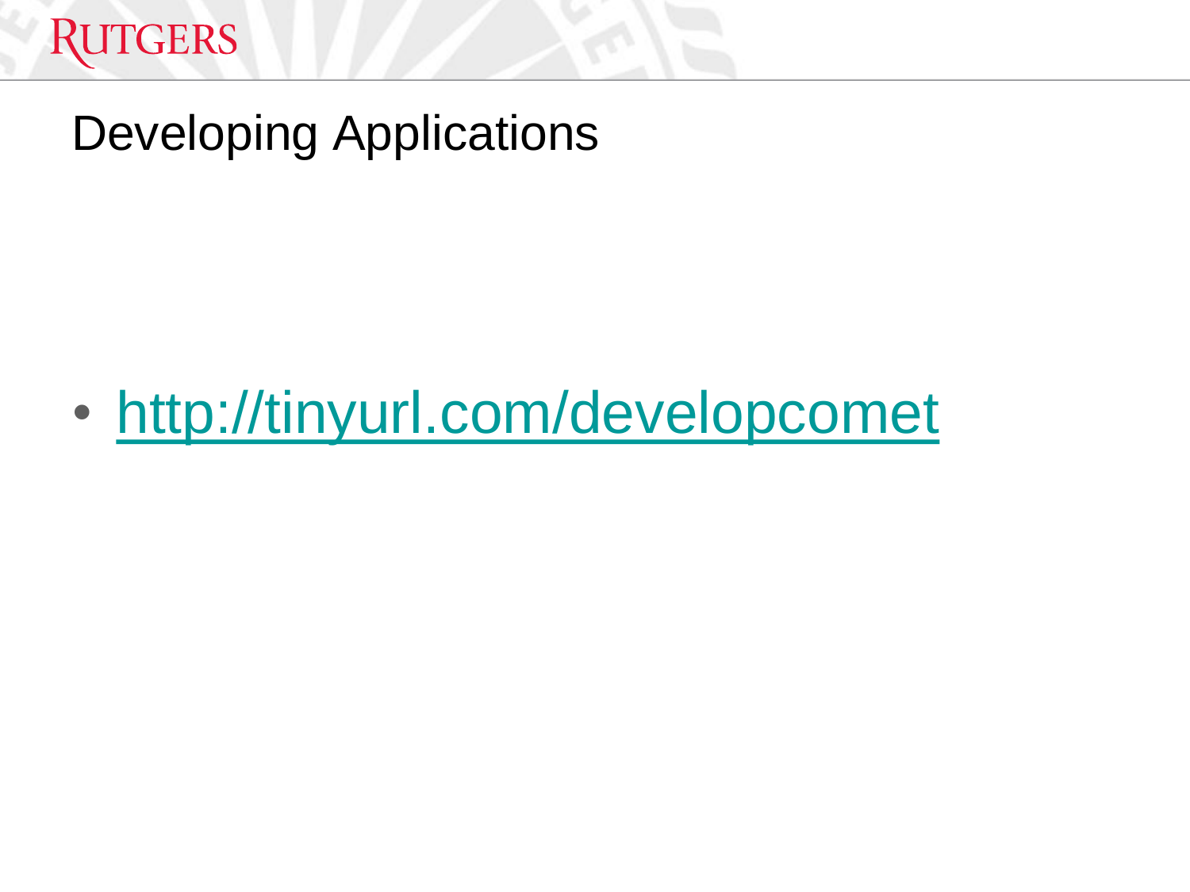# Developing Applications

- http://tinyurl.com/developcomet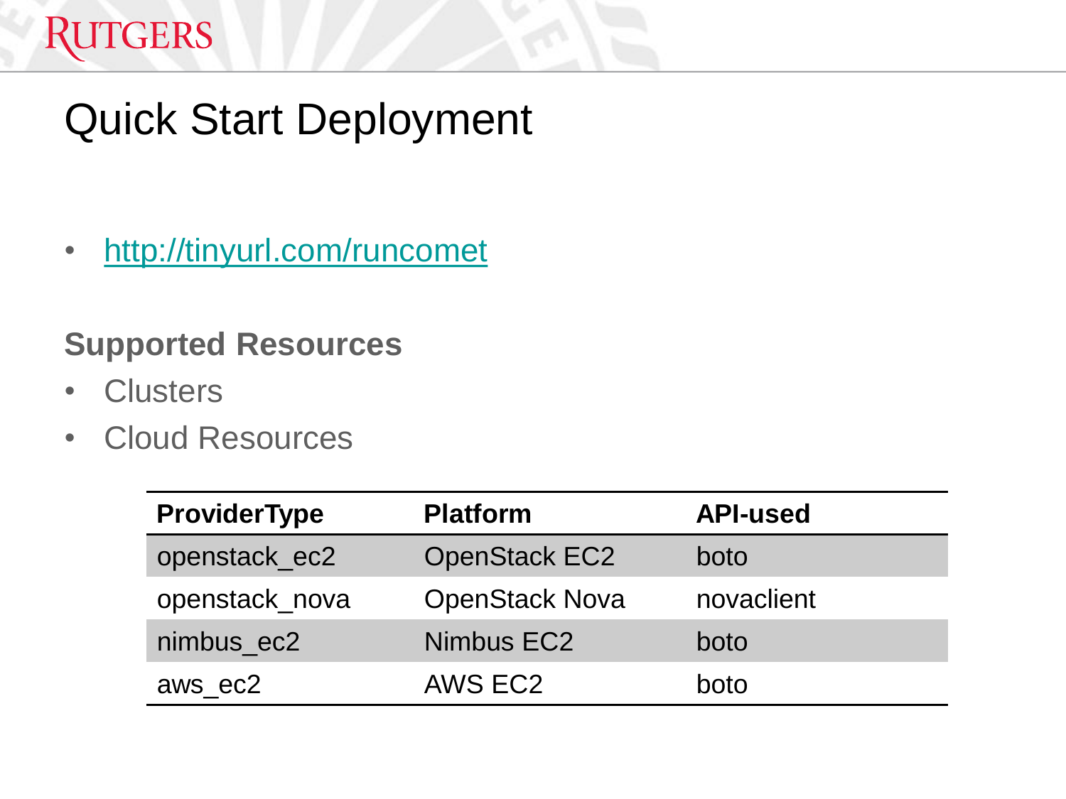# Quick Start Deployment

- http://tinyurl.com/runcomet

**Supported Resources**

- Clusters
- Cloud Resources

| ProviderType | Platform | API-used |
|---|---|---|
| openstack_ec2 | OpenStack EC2 | boto |
| openstack_nova | OpenStack Nova | novaclient |
| nimbus_ec2 | Nimbus EC2 | boto |
| aws_ec2 | AWS EC2 | boto |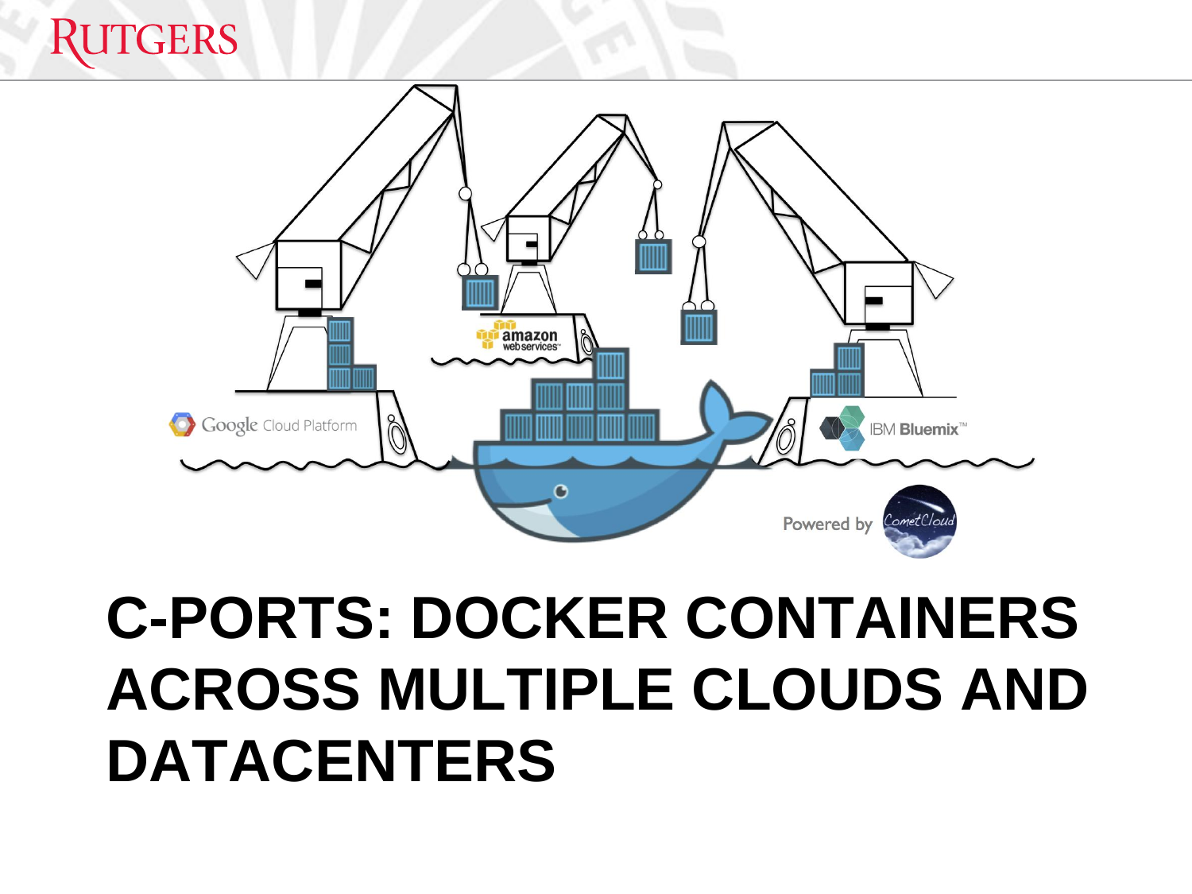# C-PORTS: DOCKER CONTAINERS ACROSS MULTIPLE CLOUDS AND DATACENTERS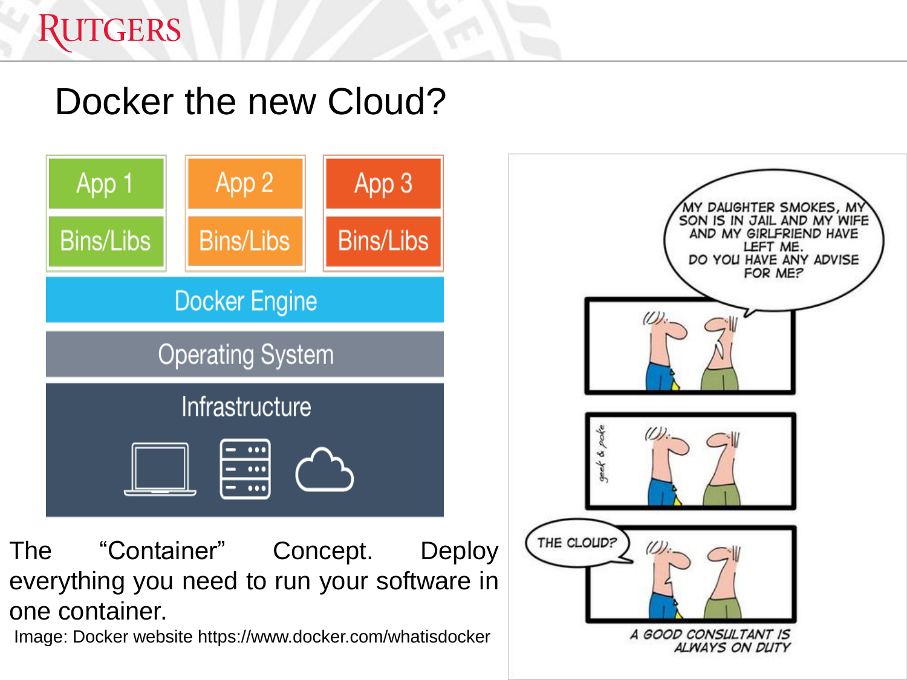# Docker the new Cloud?

| App 1 | App 2 | App 3 |
| --- | --- | --- |
| Bins/Libs | Bins/Libs | Bins/Libs |

Docker Engine

Operating System

Infrastructure

The "Container" Concept. Deploy everything you need to run your software in one container.

Image: Docker website https://www.docker.com/whatisdocker

MY DAUGHTER SMOKES, MY SON IS IN JAIL AND MY WIFE AND MY GIRLFRIEND HAVE LEFT ME. DO YOU HAVE ANY ADVISE FOR ME?

THE CLOUD?

A GOOD CONSULTANT IS ALWAYS ON DUTY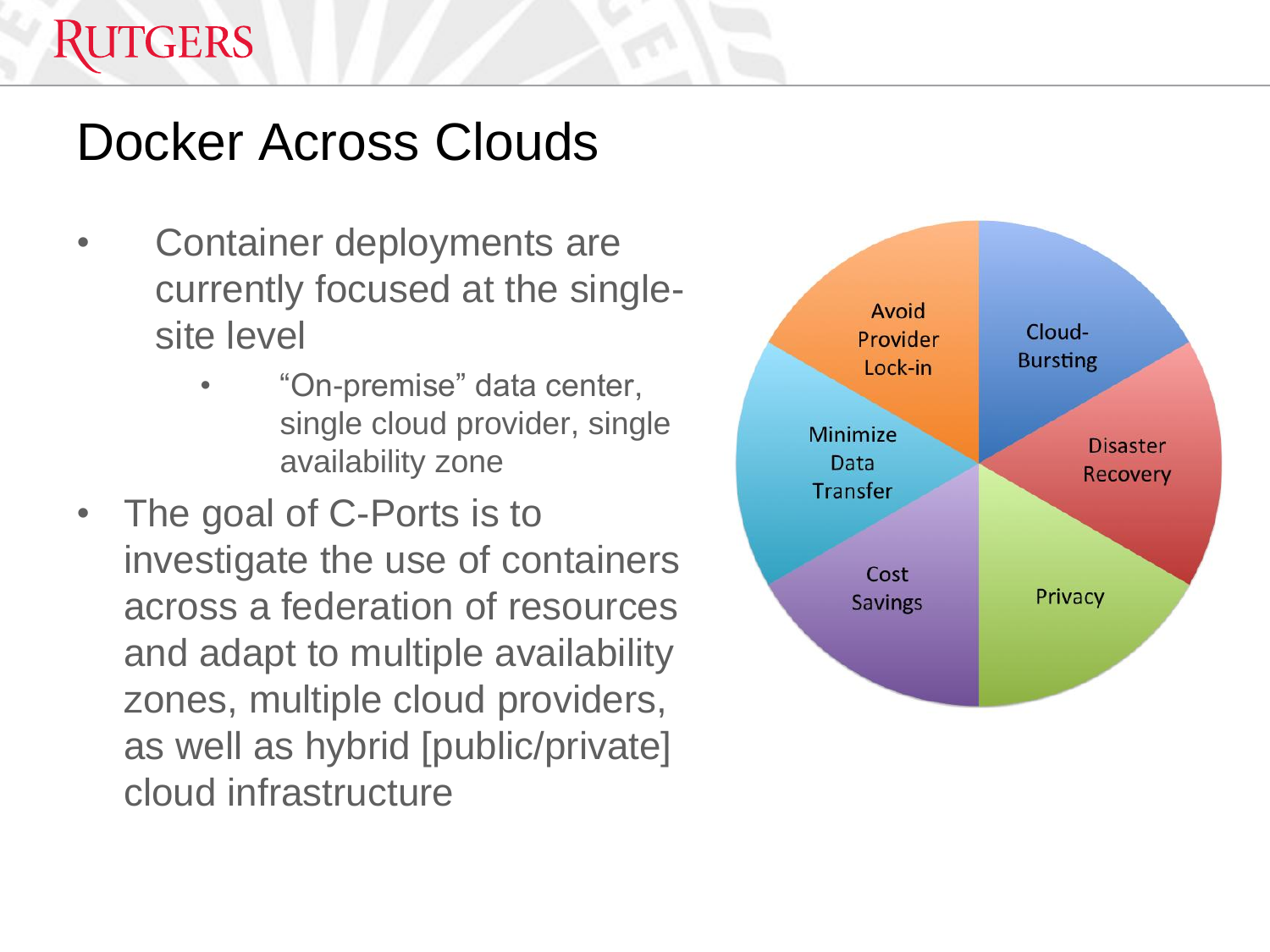# Docker Across Clouds

- Container deployments are currently focused at the single-site level
  - "On-premise" data center, single cloud provider, single availability zone
- The goal of C-Ports is to investigate the use of containers across a federation of resources and adapt to multiple availability zones, multiple cloud providers, as well as hybrid [public/private] cloud infrastructure

Avoid Provider Lock-in

Cloud-Bursting

Disaster Recovery

Privacy

Cost Savings

Minimize Data Transfer